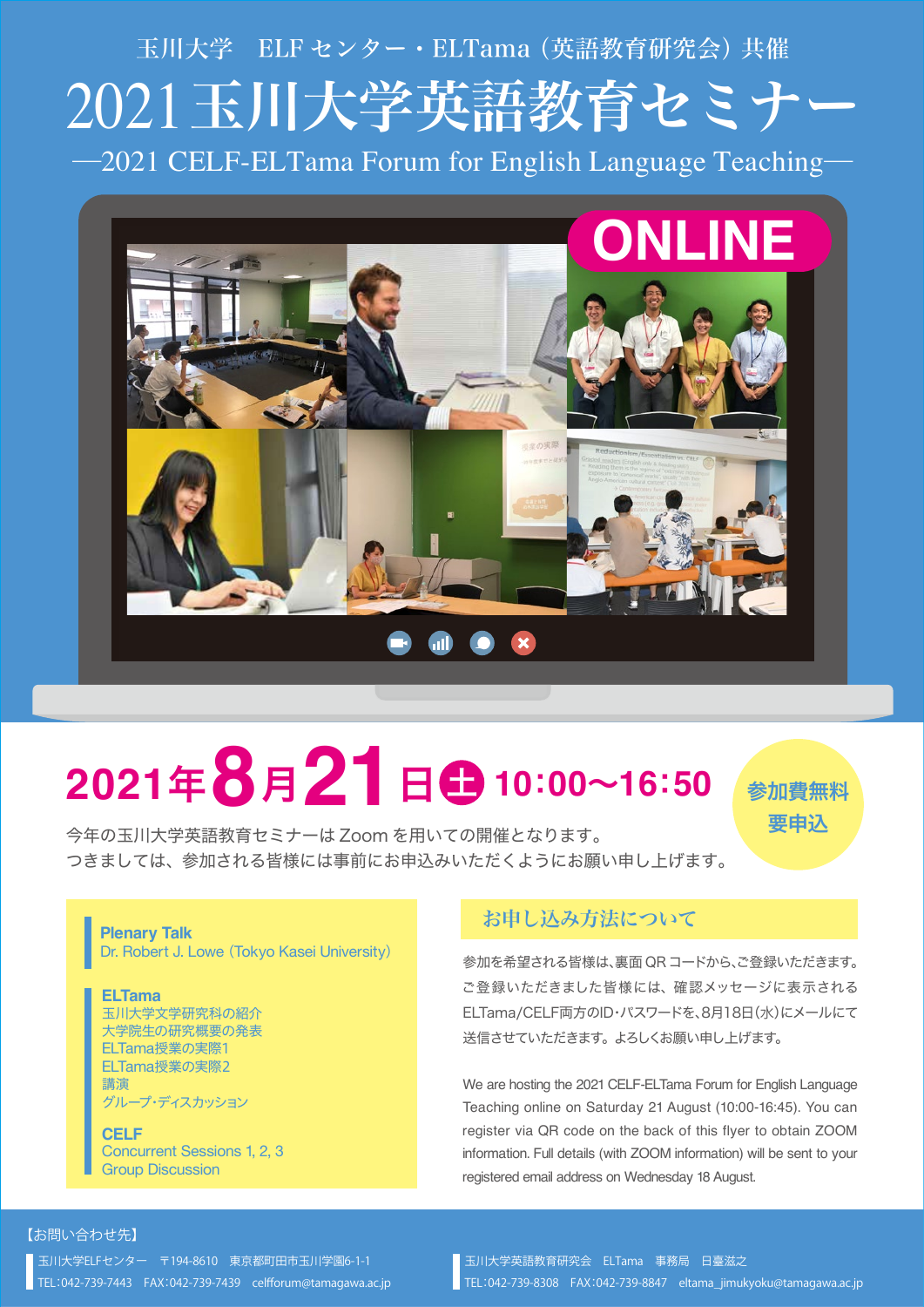玉川大学　ELF センター・ELTama（英語教育研究会）共催

# 2021 玉川大学英語教育セミナー

—2021 CELF-ELTama Forum for English Language Teaching—

ONLINE

## 2021年8月21日㊏ 10:00〜16:50

参加費無料
要申込

今年の玉川大学英語教育セミナーは Zoom を用いての開催となります。
つきましては、参加される皆様には事前にお申込みいただくようにお願い申し上げます。

**Plenary Talk**
Dr. Robert J. Lowe（Tokyo Kasei University）

**ELTama**
玉川大学文学研究科の紹介
大学院生の研究概要の発表
ELTama授業の実際1
ELTama授業の実際2
講演
グループ・ディスカッション

**CELF**
Concurrent Sessions 1, 2, 3
Group Discussion

### お申し込み方法について

参加を希望される皆様は、裏面 QR コードから、ご登録いただきます。ご登録いただきました皆様には、確認メッセージに表示されるELTama/CELF両方のID・パスワードを、8月18日（水）にメールにて送信させていただきます。よろしくお願い申し上げます。

We are hosting the 2021 CELF-ELTama Forum for English Language Teaching online on Saturday 21 August (10:00-16:45). You can register via QR code on the back of this flyer to obtain ZOOM information. Full details (with ZOOM information) will be sent to your registered email address on Wednesday 18 August.

【お問い合わせ先】

玉川大学ELFセンター　〒194-8610　東京都町田市玉川学園6-1-1
TEL:042-739-7443　FAX:042-739-7439　celfforum@tamagawa.ac.jp

玉川大学英語教育研究会　ELTama　事務局　日臺滋之
TEL:042-739-8308　FAX:042-739-8847　eltama_jimukyoku@tamagawa.ac.jp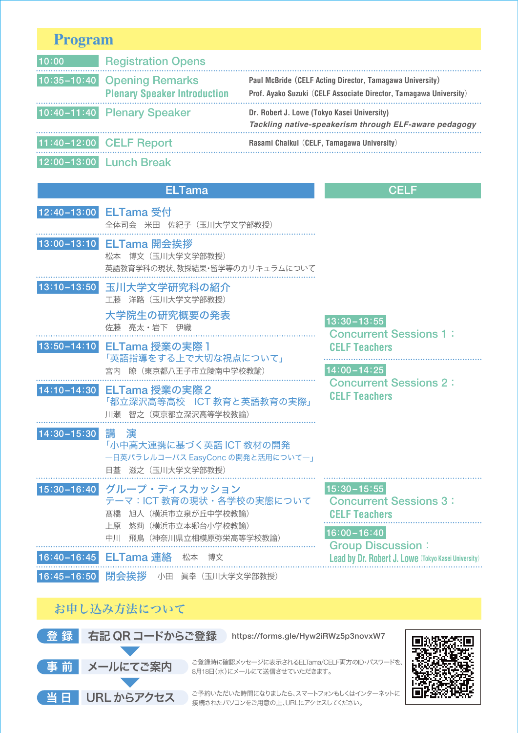## Program

| | | |
|---|---|---|
| 10:00 | Registration Opens | |
| 10:35–10:40 | Opening Remarks<br>Plenary Speaker Introduction | Paul McBride（CELF Acting Director, Tamagawa University）<br>Prof. Ayako Suzuki（CELF Associate Director, Tamagawa University） |
| 10:40–11:40 | Plenary Speaker | Dr. Robert J. Lowe (Tokyo Kasei University)<br>*Tackling native-speakerism through ELF-aware pedagogy* |
| 11:40–12:00 | CELF Report | Rasami Chaikul（CELF, Tamagawa University） |
| 12:00–13:00 | Lunch Break | |

### ELTama

**12:40–13:00　ELTama 受付**
全体司会　米田　佐紀子（玉川大学文学部教授）

**13:00–13:10　ELTama 開会挨拶**
松本　博文（玉川大学文学部教授）
英語教育学科の現状､教採結果･留学等のカリキュラムについて

**13:10–13:50　玉川大学文学研究科の紹介**
工藤　洋路（玉川大学文学部教授）
**大学院生の研究概要の発表**
佐藤　亮太・岩下　伊織

**13:50–14:10　ELTama 授業の実際 1**
「英語指導をする上で大切な視点について」
宮内　瞭（東京都八王子市立陵南中学校教諭）

**14:10–14:30　ELTama 授業の実際 2**
「都立深沢高等高校　ICT 教育と英語教育の実際」
川瀬　智之（東京都立深沢高等学校教諭）

**14:30–15:30　講　演**
「小中高大連携に基づく英語 ICT 教材の開発
―日英パラレルコーパス EasyConc の開発と活用について―」
日臺　滋之（玉川大学文学部教授）

**15:30–16:40　グループ・ディスカッション**
テーマ：ICT 教育の現状・各学校の実態について
髙橋　旭人（横浜市立泉が丘中学校教諭）
上原　悠莉（横浜市立本郷台小学校教諭）
中川　飛鳥（神奈川県立相模原弥栄高等学校教諭）

**16:40–16:45　ELTama 連絡**　松本　博文

**16:45–16:50　閉会挨拶**　小田　眞幸（玉川大学文学部教授）

### CELF

**13:30–13:55**　Concurrent Sessions 1：CELF Teachers

**14:00–14:25**　Concurrent Sessions 2：CELF Teachers

**15:30–15:55**　Concurrent Sessions 3：CELF Teachers

**16:00–16:40**　Group Discussion：Lead by Dr. Robert J. Lowe (Tokyo Kasei University)

## お申し込み方法について

**登 録**　右記 QR コードからご登録
https://forms.gle/Hyw2iRWz5p3novxW7

**事 前**　メールにてご案内
ご登録時に確認メッセージに表示されるELTama/CELF両方のID･パスワードを、8月18日(水)にメールにて送信させていただきます。

**当 日**　URL からアクセス
ご予約いただいた時間になりましたら､スマートフォンもしくはインターネットに接続されたパソコンをご用意の上､URLにアクセスしてください。